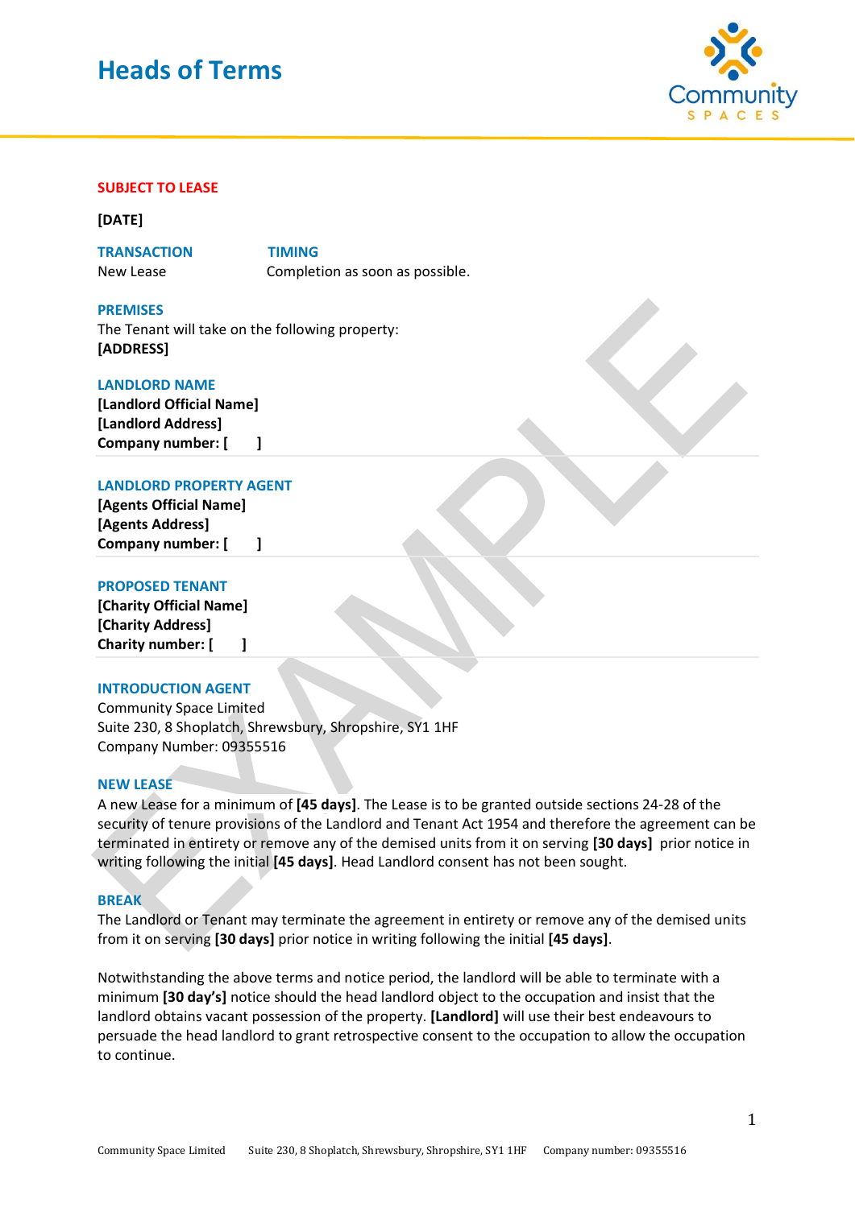# Heads of Terms

**SUBJECT TO LEASE**

**[DATE]**

**TRANSACTION**
New Lease

**TIMING**
Completion as soon as possible.

**PREMISES**
The Tenant will take on the following property:
**[ADDRESS]**

**LANDLORD NAME**
**[Landlord Official Name]**
**[Landlord Address]**
**Company number: [ ]**

**LANDLORD PROPERTY AGENT**
**[Agents Official Name]**
**[Agents Address]**
**Company number: [ ]**

**PROPOSED TENANT**
**[Charity Official Name]**
**[Charity Address]**
**Charity number: [ ]**

**INTRODUCTION AGENT**
Community Space Limited
Suite 230, 8 Shoplatch, Shrewsbury, Shropshire, SY1 1HF
Company Number: 09355516

**NEW LEASE**
A new Lease for a minimum of **[45 days]**. The Lease is to be granted outside sections 24-28 of the security of tenure provisions of the Landlord and Tenant Act 1954 and therefore the agreement can be terminated in entirety or remove any of the demised units from it on serving **[30 days]** prior notice in writing following the initial **[45 days]**. Head Landlord consent has not been sought.

**BREAK**
The Landlord or Tenant may terminate the agreement in entirety or remove any of the demised units from it on serving **[30 days]** prior notice in writing following the initial **[45 days]**.

Notwithstanding the above terms and notice period, the landlord will be able to terminate with a minimum **[30 day's]** notice should the head landlord object to the occupation and insist that the landlord obtains vacant possession of the property. **[Landlord]** will use their best endeavours to persuade the head landlord to grant retrospective consent to the occupation to allow the occupation to continue.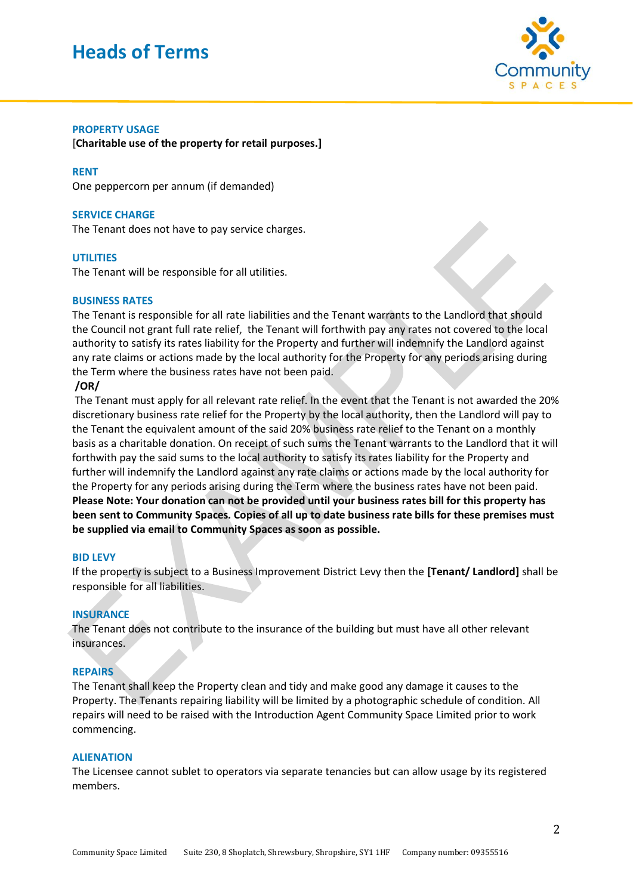# Heads of Terms

### PROPERTY USAGE

**[Charitable use of the property for retail purposes.]**

### RENT

One peppercorn per annum (if demanded)

### SERVICE CHARGE

The Tenant does not have to pay service charges.

### UTILITIES

The Tenant will be responsible for all utilities.

### BUSINESS RATES

The Tenant is responsible for all rate liabilities and the Tenant warrants to the Landlord that should the Council not grant full rate relief, the Tenant will forthwith pay any rates not covered to the local authority to satisfy its rates liability for the Property and further will indemnify the Landlord against any rate claims or actions made by the local authority for the Property for any periods arising during the Term where the business rates have not been paid.

**/OR/**

The Tenant must apply for all relevant rate relief. In the event that the Tenant is not awarded the 20% discretionary business rate relief for the Property by the local authority, then the Landlord will pay to the Tenant the equivalent amount of the said 20% business rate relief to the Tenant on a monthly basis as a charitable donation. On receipt of such sums the Tenant warrants to the Landlord that it will forthwith pay the said sums to the local authority to satisfy its rates liability for the Property and further will indemnify the Landlord against any rate claims or actions made by the local authority for the Property for any periods arising during the Term where the business rates have not been paid. **Please Note: Your donation can not be provided until your business rates bill for this property has been sent to Community Spaces. Copies of all up to date business rate bills for these premises must be supplied via email to Community Spaces as soon as possible.**

### BID LEVY

If the property is subject to a Business Improvement District Levy then the **[Tenant/ Landlord]** shall be responsible for all liabilities.

### INSURANCE

The Tenant does not contribute to the insurance of the building but must have all other relevant insurances.

### REPAIRS

The Tenant shall keep the Property clean and tidy and make good any damage it causes to the Property. The Tenants repairing liability will be limited by a photographic schedule of condition. All repairs will need to be raised with the Introduction Agent Community Space Limited prior to work commencing.

### ALIENATION

The Licensee cannot sublet to operators via separate tenancies but can allow usage by its registered members.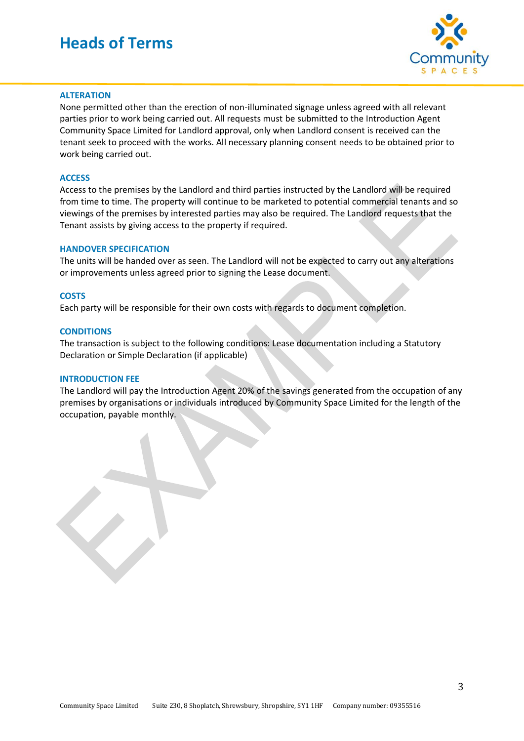# Heads of Terms

### ALTERATION

None permitted other than the erection of non-illuminated signage unless agreed with all relevant parties prior to work being carried out. All requests must be submitted to the Introduction Agent Community Space Limited for Landlord approval, only when Landlord consent is received can the tenant seek to proceed with the works. All necessary planning consent needs to be obtained prior to work being carried out.

### ACCESS

Access to the premises by the Landlord and third parties instructed by the Landlord will be required from time to time. The property will continue to be marketed to potential commercial tenants and so viewings of the premises by interested parties may also be required. The Landlord requests that the Tenant assists by giving access to the property if required.

### HANDOVER SPECIFICATION

The units will be handed over as seen. The Landlord will not be expected to carry out any alterations or improvements unless agreed prior to signing the Lease document.

### COSTS

Each party will be responsible for their own costs with regards to document completion.

### CONDITIONS

The transaction is subject to the following conditions: Lease documentation including a Statutory Declaration or Simple Declaration (if applicable)

### INTRODUCTION FEE

The Landlord will pay the Introduction Agent 20% of the savings generated from the occupation of any premises by organisations or individuals introduced by Community Space Limited for the length of the occupation, payable monthly.